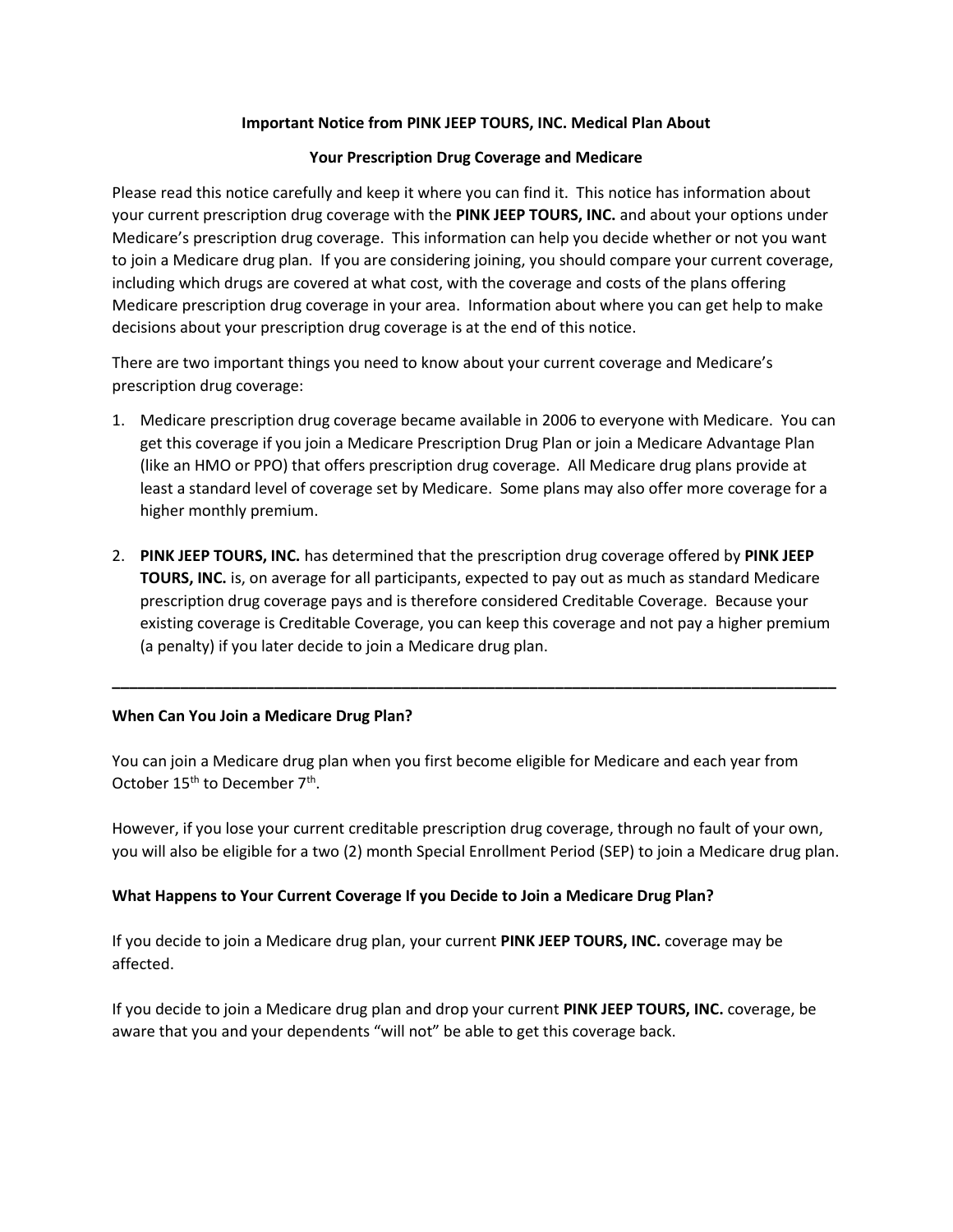**Important Notice from PINK JEEP TOURS, INC. Medical Plan About**

**Your Prescription Drug Coverage and Medicare**

Please read this notice carefully and keep it where you can find it. This notice has information about your current prescription drug coverage with the **PINK JEEP TOURS, INC.** and about your options under Medicare's prescription drug coverage. This information can help you decide whether or not you want to join a Medicare drug plan. If you are considering joining, you should compare your current coverage, including which drugs are covered at what cost, with the coverage and costs of the plans offering Medicare prescription drug coverage in your area. Information about where you can get help to make decisions about your prescription drug coverage is at the end of this notice.

There are two important things you need to know about your current coverage and Medicare's prescription drug coverage:

1. Medicare prescription drug coverage became available in 2006 to everyone with Medicare. You can get this coverage if you join a Medicare Prescription Drug Plan or join a Medicare Advantage Plan (like an HMO or PPO) that offers prescription drug coverage. All Medicare drug plans provide at least a standard level of coverage set by Medicare. Some plans may also offer more coverage for a higher monthly premium.

2. **PINK JEEP TOURS, INC.** has determined that the prescription drug coverage offered by **PINK JEEP TOURS, INC.** is, on average for all participants, expected to pay out as much as standard Medicare prescription drug coverage pays and is therefore considered Creditable Coverage. Because your existing coverage is Creditable Coverage, you can keep this coverage and not pay a higher premium (a penalty) if you later decide to join a Medicare drug plan.

---

**When Can You Join a Medicare Drug Plan?**

You can join a Medicare drug plan when you first become eligible for Medicare and each year from October 15th to December 7th.

However, if you lose your current creditable prescription drug coverage, through no fault of your own, you will also be eligible for a two (2) month Special Enrollment Period (SEP) to join a Medicare drug plan.

**What Happens to Your Current Coverage If you Decide to Join a Medicare Drug Plan?**

If you decide to join a Medicare drug plan, your current **PINK JEEP TOURS, INC.** coverage may be affected.

If you decide to join a Medicare drug plan and drop your current **PINK JEEP TOURS, INC.** coverage, be aware that you and your dependents "will not" be able to get this coverage back.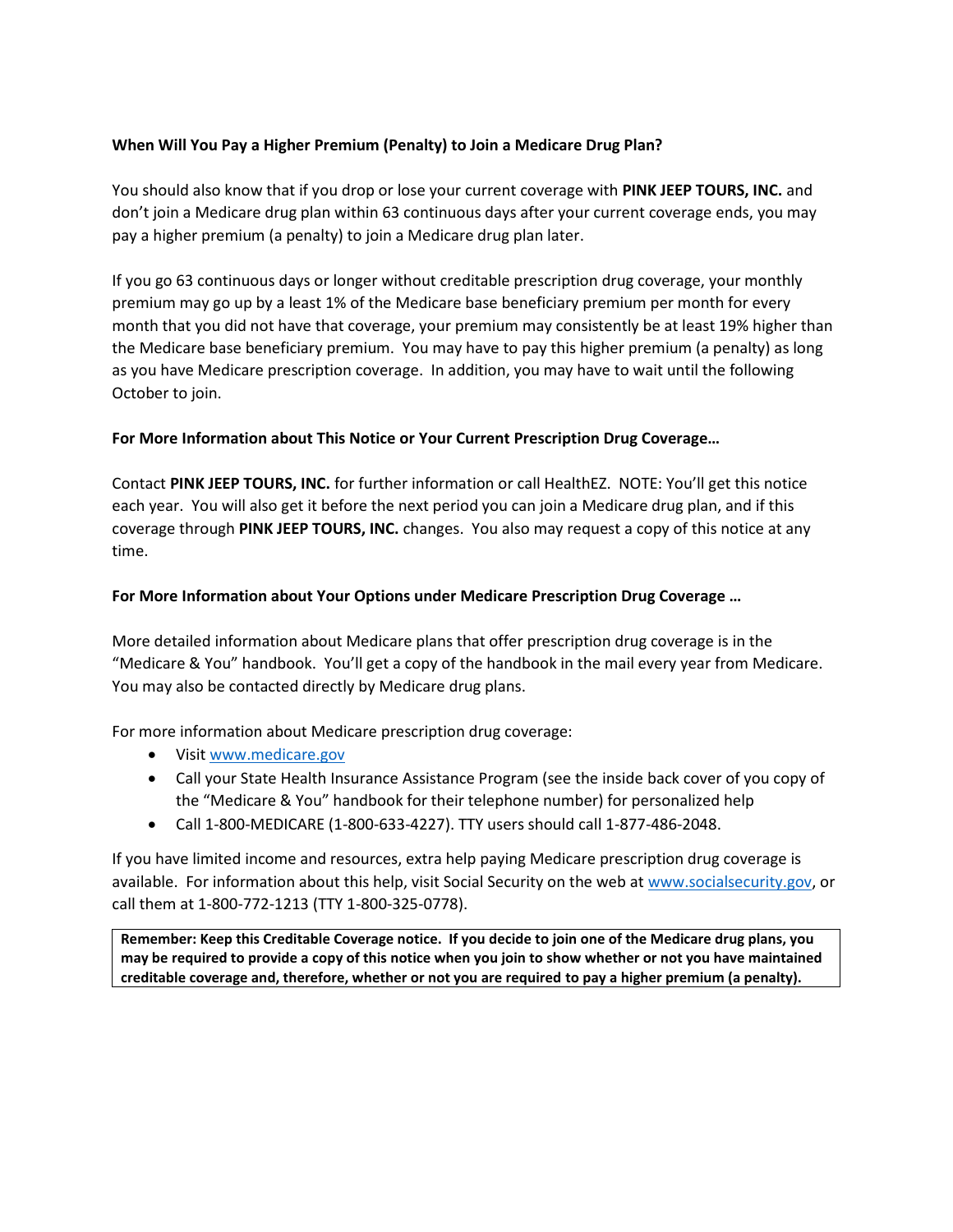**When Will You Pay a Higher Premium (Penalty) to Join a Medicare Drug Plan?**

You should also know that if you drop or lose your current coverage with **PINK JEEP TOURS, INC.** and don't join a Medicare drug plan within 63 continuous days after your current coverage ends, you may pay a higher premium (a penalty) to join a Medicare drug plan later.

If you go 63 continuous days or longer without creditable prescription drug coverage, your monthly premium may go up by a least 1% of the Medicare base beneficiary premium per month for every month that you did not have that coverage, your premium may consistently be at least 19% higher than the Medicare base beneficiary premium. You may have to pay this higher premium (a penalty) as long as you have Medicare prescription coverage. In addition, you may have to wait until the following October to join.

**For More Information about This Notice or Your Current Prescription Drug Coverage…**

Contact **PINK JEEP TOURS, INC.** for further information or call HealthEZ. NOTE: You'll get this notice each year. You will also get it before the next period you can join a Medicare drug plan, and if this coverage through **PINK JEEP TOURS, INC.** changes. You also may request a copy of this notice at any time.

**For More Information about Your Options under Medicare Prescription Drug Coverage …**

More detailed information about Medicare plans that offer prescription drug coverage is in the "Medicare & You" handbook. You'll get a copy of the handbook in the mail every year from Medicare. You may also be contacted directly by Medicare drug plans.

For more information about Medicare prescription drug coverage:

- Visit www.medicare.gov
- Call your State Health Insurance Assistance Program (see the inside back cover of you copy of the "Medicare & You" handbook for their telephone number) for personalized help
- Call 1-800-MEDICARE (1-800-633-4227). TTY users should call 1-877-486-2048.

If you have limited income and resources, extra help paying Medicare prescription drug coverage is available. For information about this help, visit Social Security on the web at www.socialsecurity.gov, or call them at 1-800-772-1213 (TTY 1-800-325-0778).

**Remember: Keep this Creditable Coverage notice. If you decide to join one of the Medicare drug plans, you may be required to provide a copy of this notice when you join to show whether or not you have maintained creditable coverage and, therefore, whether or not you are required to pay a higher premium (a penalty).**